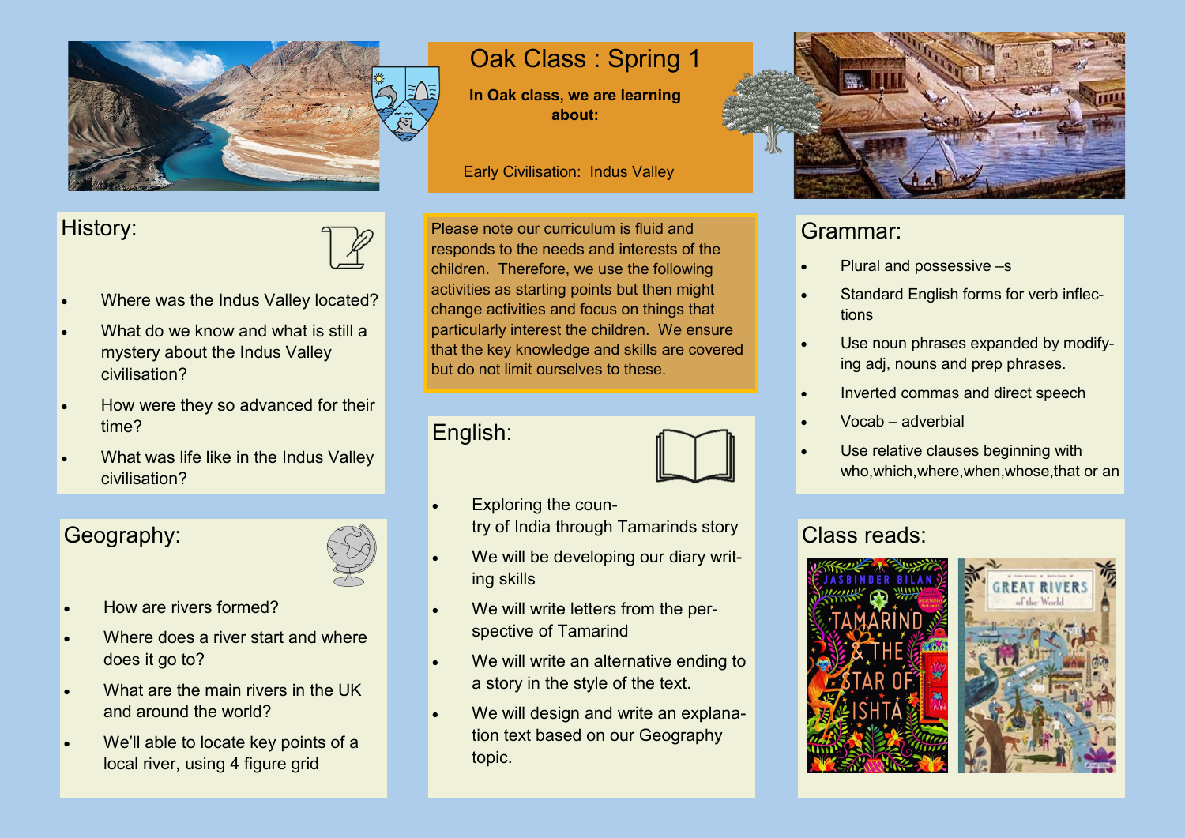# Oak Class : Spring 1

**In Oak class, we are learning about:**

Early Civilisation: Indus Valley

Please note our curriculum is fluid and responds to the needs and interests of the children. Therefore, we use the following activities as starting points but then might change activities and focus on things that particularly interest the children. We ensure that the key knowledge and skills are covered but do not limit ourselves to these.

## History:

- Where was the Indus Valley located?
- What do we know and what is still a mystery about the Indus Valley civilisation?
- How were they so advanced for their time?
- What was life like in the Indus Valley civilisation?

## Geography:

- How are rivers formed?
- Where does a river start and where does it go to?
- What are the main rivers in the UK and around the world?
- We'll able to locate key points of a local river, using 4 figure grid

## English:

- Exploring the country of India through Tamarinds story
- We will be developing our diary writing skills
- We will write letters from the perspective of Tamarind
- We will write an alternative ending to a story in the style of the text.
- We will design and write an explanation text based on our Geography topic.

## Grammar:

- Plural and possessive –s
- Standard English forms for verb inflections
- Use noun phrases expanded by modifying adj, nouns and prep phrases.
- Inverted commas and direct speech
- Vocab – adverbial
- Use relative clauses beginning with who,which,where,when,whose,that or an

## Class reads:

- Jasbinder Bilan – Tamarind & the Star of Ishta
- Great Rivers of the World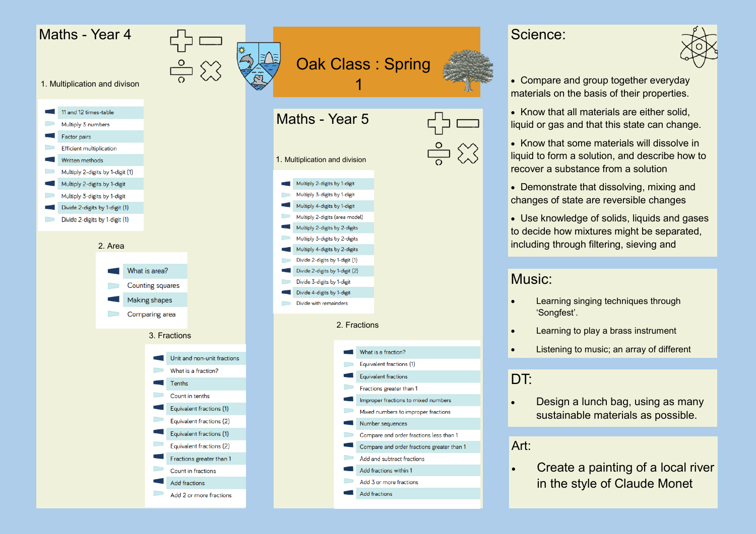# Oak Class : Spring 1

## Maths - Year 4

### 1. Multiplication and divison

- 11 and 12 times-table
- Multiply 3 numbers
- Factor pairs
- Efficient multiplication
- Written methods
- Multiply 2-digits by 1-digit (1)
- Multiply 2-digits by 1-digit
- Multiply 3-digits by 1-digit
- Divide 2-digits by 1-digit (1)
- Divide 2-digits by 1-digit (1)

### 2. Area

- What is area?
- Counting squares
- Making shapes
- Comparing area

### 3. Fractions

- Unit and non-unit fractions
- What is a fraction?
- Tenths
- Count in tenths
- Equivalent fractions (1)
- Equivalent fractions (2)
- Equivalent fractions (1)
- Equivalent fractions (2)
- Fractions greater than 1
- Count in fractions
- Add fractions
- Add 2 or more fractions

## Maths - Year 5

### 1. Multiplication and division

- Multiply 2-digits by 1-digit
- Multiply 3-digits by 1-digit
- Multiply 4-digits by 1-digit
- Multiply 2-digits (area model)
- Multiply 2-digits by 2-digits
- Multiply 3-digits by 2-digits
- Multiply 4-digits by 2-digits
- Divide 2-digits by 1-digit (1)
- Divide 2-digits by 1-digit (2)
- Divide 3-digits by 1-digit
- Divide 4-digits by 1-digit
- Divide with remainders

### 2. Fractions

- What is a fraction?
- Equivalent fractions (1)
- Equivalent fractions
- Fractions greater than 1
- Improper fractions to mixed numbers
- Mixed numbers to improper fractions
- Number sequences
- Compare and order fractions less than 1
- Compare and order fractions greater than 1
- Add and subtract fractions
- Add fractions within 1
- Add 3 or more fractions
- Add fractions

## Science:

- Compare and group together everyday materials on the basis of their properties.
- Know that all materials are either solid, liquid or gas and that this state can change.
- Know that some materials will dissolve in liquid to form a solution, and describe how to recover a substance from a solution
- Demonstrate that dissolving, mixing and changes of state are reversible changes
- Use knowledge of solids, liquids and gases to decide how mixtures might be separated, including through filtering, sieving and

## Music:

- Learning singing techniques through 'Songfest'.
- Learning to play a brass instrument
- Listening to music; an array of different

## DT:

- Design a lunch bag, using as many sustainable materials as possible.

## Art:

- Create a painting of a local river in the style of Claude Monet